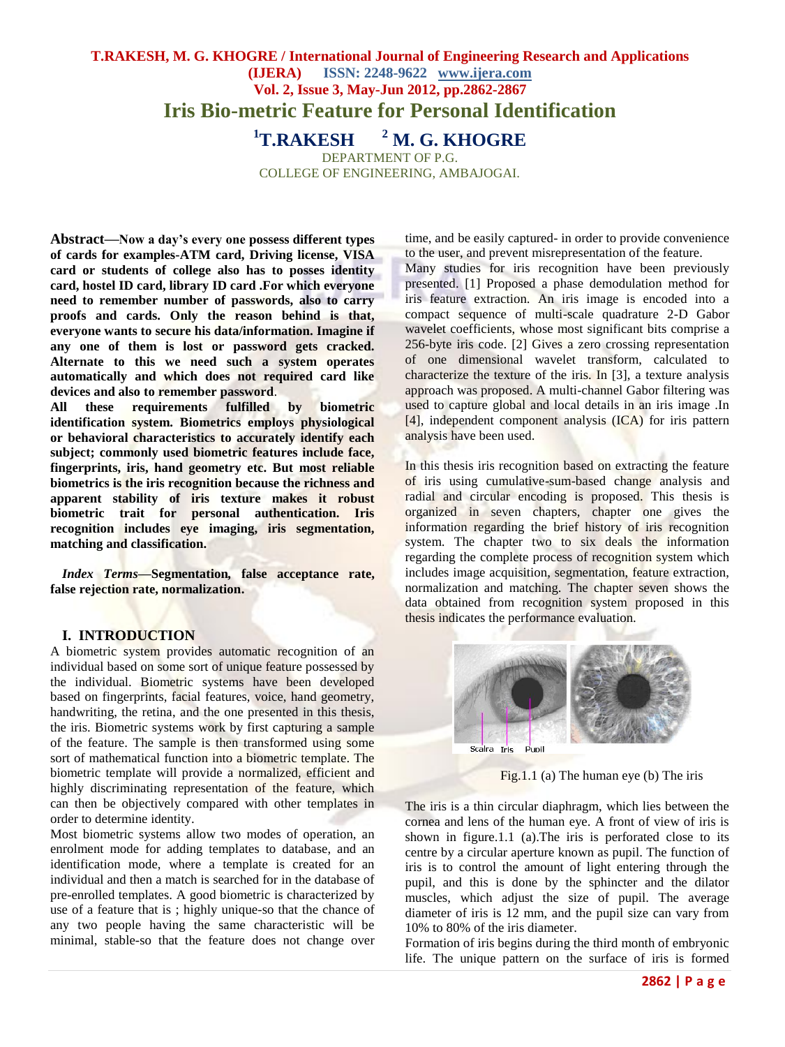# Iris Bio-metric Feature for Personal Identification

**[1]T.RAKESH [2] M. G. KHOGRE**

DEPARTMENT OF P.G.
COLLEGE OF ENGINEERING, AMBAJOGAI.

**Abstract—Now a day's every one possess different types of cards for examples-ATM card, Driving license, VISA card or students of college also has to posses identity card, hostel ID card, library ID card .For which everyone need to remember number of passwords, also to carry proofs and cards. Only the reason behind is that, everyone wants to secure his data/information. Imagine if any one of them is lost or password gets cracked. Alternate to this we need such a system operates automatically and which does not required card like devices and also to remember password.**

**All these requirements fulfilled by biometric identification system. Biometrics employs physiological or behavioral characteristics to accurately identify each subject; commonly used biometric features include face, fingerprints, iris, hand geometry etc. But most reliable biometrics is the iris recognition because the richness and apparent stability of iris texture makes it robust biometric trait for personal authentication. Iris recognition includes eye imaging, iris segmentation, matching and classification.**

*Index Terms*—**Segmentation, false acceptance rate, false rejection rate, normalization.**

## I. INTRODUCTION

A biometric system provides automatic recognition of an individual based on some sort of unique feature possessed by the individual. Biometric systems have been developed based on fingerprints, facial features, voice, hand geometry, handwriting, the retina, and the one presented in this thesis, the iris. Biometric systems work by first capturing a sample of the feature. The sample is then transformed using some sort of mathematical function into a biometric template. The biometric template will provide a normalized, efficient and highly discriminating representation of the feature, which can then be objectively compared with other templates in order to determine identity.

Most biometric systems allow two modes of operation, an enrolment mode for adding templates to database, and an identification mode, where a template is created for an individual and then a match is searched for in the database of pre-enrolled templates. A good biometric is characterized by use of a feature that is ; highly unique-so that the chance of any two people having the same characteristic will be minimal, stable-so that the feature does not change over time, and be easily captured- in order to provide convenience to the user, and prevent misrepresentation of the feature.

Many studies for iris recognition have been previously presented. [1] Proposed a phase demodulation method for iris feature extraction. An iris image is encoded into a compact sequence of multi-scale quadrature 2-D Gabor wavelet coefficients, whose most significant bits comprise a 256-byte iris code. [2] Gives a zero crossing representation of one dimensional wavelet transform, calculated to characterize the texture of the iris. In [3], a texture analysis approach was proposed. A multi-channel Gabor filtering was used to capture global and local details in an iris image .In [4], independent component analysis (ICA) for iris pattern analysis have been used.

In this thesis iris recognition based on extracting the feature of iris using cumulative-sum-based change analysis and radial and circular encoding is proposed. This thesis is organized in seven chapters, chapter one gives the information regarding the brief history of iris recognition system. The chapter two to six deals the information regarding the complete process of recognition system which includes image acquisition, segmentation, feature extraction, normalization and matching. The chapter seven shows the data obtained from recognition system proposed in this thesis indicates the performance evaluation.

Fig.1.1 (a) The human eye (b) The iris

The iris is a thin circular diaphragm, which lies between the cornea and lens of the human eye. A front of view of iris is shown in figure.1.1 (a).The iris is perforated close to its centre by a circular aperture known as pupil. The function of iris is to control the amount of light entering through the pupil, and this is done by the sphincter and the dilator muscles, which adjust the size of pupil. The average diameter of iris is 12 mm, and the pupil size can vary from 10% to 80% of the iris diameter.

Formation of iris begins during the third month of embryonic life. The unique pattern on the surface of iris is formed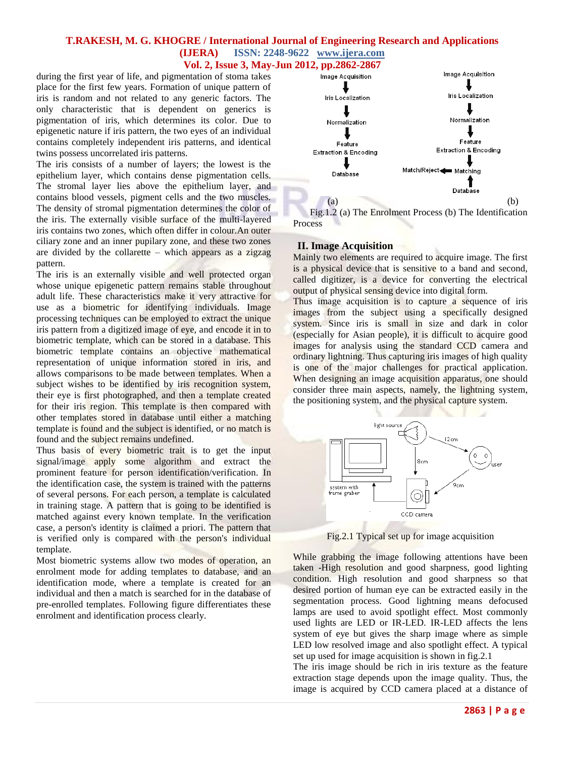during the first year of life, and pigmentation of stoma takes place for the first few years. Formation of unique pattern of iris is random and not related to any generic factors. The only characteristic that is dependent on generics is pigmentation of iris, which determines its color. Due to epigenetic nature if iris pattern, the two eyes of an individual contains completely independent iris patterns, and identical twins possess uncorrelated iris patterns.

The iris consists of a number of layers; the lowest is the epithelium layer, which contains dense pigmentation cells. The stromal layer lies above the epithelium layer, and contains blood vessels, pigment cells and the two muscles. The density of stromal pigmentation determines the color of the iris. The externally visible surface of the multi-layered iris contains two zones, which often differ in colour.An outer ciliary zone and an inner pupilary zone, and these two zones are divided by the collarette – which appears as a zigzag pattern.

The iris is an externally visible and well protected organ whose unique epigenetic pattern remains stable throughout adult life. These characteristics make it very attractive for use as a biometric for identifying individuals. Image processing techniques can be employed to extract the unique iris pattern from a digitized image of eye, and encode it in to biometric template, which can be stored in a database. This biometric template contains an objective mathematical representation of unique information stored in iris, and allows comparisons to be made between templates. When a subject wishes to be identified by iris recognition system, their eye is first photographed, and then a template created for their iris region. This template is then compared with other templates stored in database until either a matching template is found and the subject is identified, or no match is found and the subject remains undefined.

Thus basis of every biometric trait is to get the input signal/image apply some algorithm and extract the prominent feature for person identification/verification. In the identification case, the system is trained with the patterns of several persons. For each person, a template is calculated in training stage. A pattern that is going to be identified is matched against every known template. In the verification case, a person's identity is claimed a priori. The pattern that is verified only is compared with the person's individual template.

Most biometric systems allow two modes of operation, an enrolment mode for adding templates to database, and an identification mode, where a template is created for an individual and then a match is searched for in the database of pre-enrolled templates. Following figure differentiates these enrolment and identification process clearly.

(a) Image Acquisition → Iris Localization → Normalization → Feature Extraction & Encoding → Database

(b) Image Acquisition → Iris Localization → Normalization → Feature Extraction & Encoding → Matching ← Database; Matching → Match/Reject

Fig.1.2 (a) The Enrolment Process (b) The Identification Process

## II. Image Acquisition

Mainly two elements are required to acquire image. The first is a physical device that is sensitive to a band and second, called digitizer, is a device for converting the electrical output of physical sensing device into digital form.

Thus image acquisition is to capture a sequence of iris images from the subject using a specifically designed system. Since iris is small in size and dark in color (especially for Asian people), it is difficult to acquire good images for analysis using the standard CCD camera and ordinary lightning. Thus capturing iris images of high quality is one of the major challenges for practical application. When designing an image acquisition apparatus, one should consider three main aspects, namely, the lightning system, the positioning system, and the physical capture system.

Fig.2.1 Typical set up for image acquisition

While grabbing the image following attentions have been taken -High resolution and good sharpness, good lighting condition. High resolution and good sharpness so that desired portion of human eye can be extracted easily in the segmentation process. Good lightning means defocused lamps are used to avoid spotlight effect. Most commonly used lights are LED or IR-LED. IR-LED affects the lens system of eye but gives the sharp image where as simple LED low resolved image and also spotlight effect. A typical set up used for image acquisition is shown in fig.2.1

The iris image should be rich in iris texture as the feature extraction stage depends upon the image quality. Thus, the image is acquired by CCD camera placed at a distance of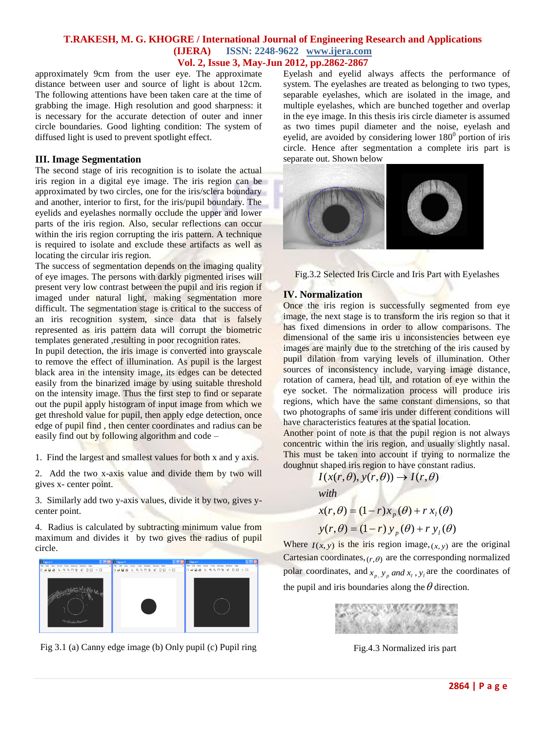approximately 9cm from the user eye. The approximate distance between user and source of light is about 12cm. The following attentions have been taken care at the time of grabbing the image. High resolution and good sharpness: it is necessary for the accurate detection of outer and inner circle boundaries. Good lighting condition: The system of diffused light is used to prevent spotlight effect.

## III. Image Segmentation

The second stage of iris recognition is to isolate the actual iris region in a digital eye image. The iris region can be approximated by two circles, one for the iris/sclera boundary and another, interior to first, for the iris/pupil boundary. The eyelids and eyelashes normally occlude the upper and lower parts of the iris region. Also, secular reflections can occur within the iris region corrupting the iris pattern. A technique is required to isolate and exclude these artifacts as well as locating the circular iris region.

The success of segmentation depends on the imaging quality of eye images. The persons with darkly pigmented irises will present very low contrast between the pupil and iris region if imaged under natural light, making segmentation more difficult. The segmentation stage is critical to the success of an iris recognition system, since data that is falsely represented as iris pattern data will corrupt the biometric templates generated ,resulting in poor recognition rates.

In pupil detection, the iris image is converted into grayscale to remove the effect of illumination. As pupil is the largest black area in the intensity image, its edges can be detected easily from the binarized image by using suitable threshold on the intensity image. Thus the first step to find or separate out the pupil apply histogram of input image from which we get threshold value for pupil, then apply edge detection, once edge of pupil find , then center coordinates and radius can be easily find out by following algorithm and code –

1. Find the largest and smallest values for both x and y axis.
2. Add the two x-axis value and divide them by two will gives x- center point.
3. Similarly add two y-axis values, divide it by two, gives y-center point.
4. Radius is calculated by subtracting minimum value from maximum and divides it by two gives the radius of pupil circle.

Fig 3.1 (a) Canny edge image (b) Only pupil (c) Pupil ring

Eyelash and eyelid always affects the performance of system. The eyelashes are treated as belonging to two types, separable eyelashes, which are isolated in the image, and multiple eyelashes, which are bunched together and overlap in the eye image. In this thesis iris circle diameter is assumed as two times pupil diameter and the noise, eyelash and eyelid, are avoided by considering lower $180^0$ portion of iris circle. Hence after segmentation a complete iris part is separate out. Shown below

Fig.3.2 Selected Iris Circle and Iris Part with Eyelashes

## IV. Normalization

Once the iris region is successfully segmented from eye image, the next stage is to transform the iris region so that it has fixed dimensions in order to allow comparisons. The dimensional of the same iris u inconsistencies between eye images are mainly due to the stretching of the iris caused by pupil dilation from varying levels of illumination. Other sources of inconsistency include, varying image distance, rotation of camera, head tilt, and rotation of eye within the eye socket. The normalization process will produce iris regions, which have the same constant dimensions, so that two photographs of same iris under different conditions will have characteristics features at the spatial location.

Another point of note is that the pupil region is not always concentric within the iris region, and usually slightly nasal. This must be taken into account if trying to normalize the doughnut shaped iris region to have constant radius.

$$I(x(r,\theta), y(r,\theta)) \rightarrow I(r,\theta)$$

$$with$$

$$x(r,\theta) = (1-r)x_p(\theta) + r\, x_l(\theta)$$

$$y(r,\theta) = (1-r)\, y_p(\theta) + r\, y_l(\theta)$$

Where $I(x,y)$ is the iris region image, $(x,y)$ are the original Cartesian coordinates, $(r,\theta)$ are the corresponding normalized polar coordinates, and $x_p, y_p$ *and* $x_l, y_l$ are the coordinates of the pupil and iris boundaries along the $\theta$ direction.

Fig.4.3 Normalized iris part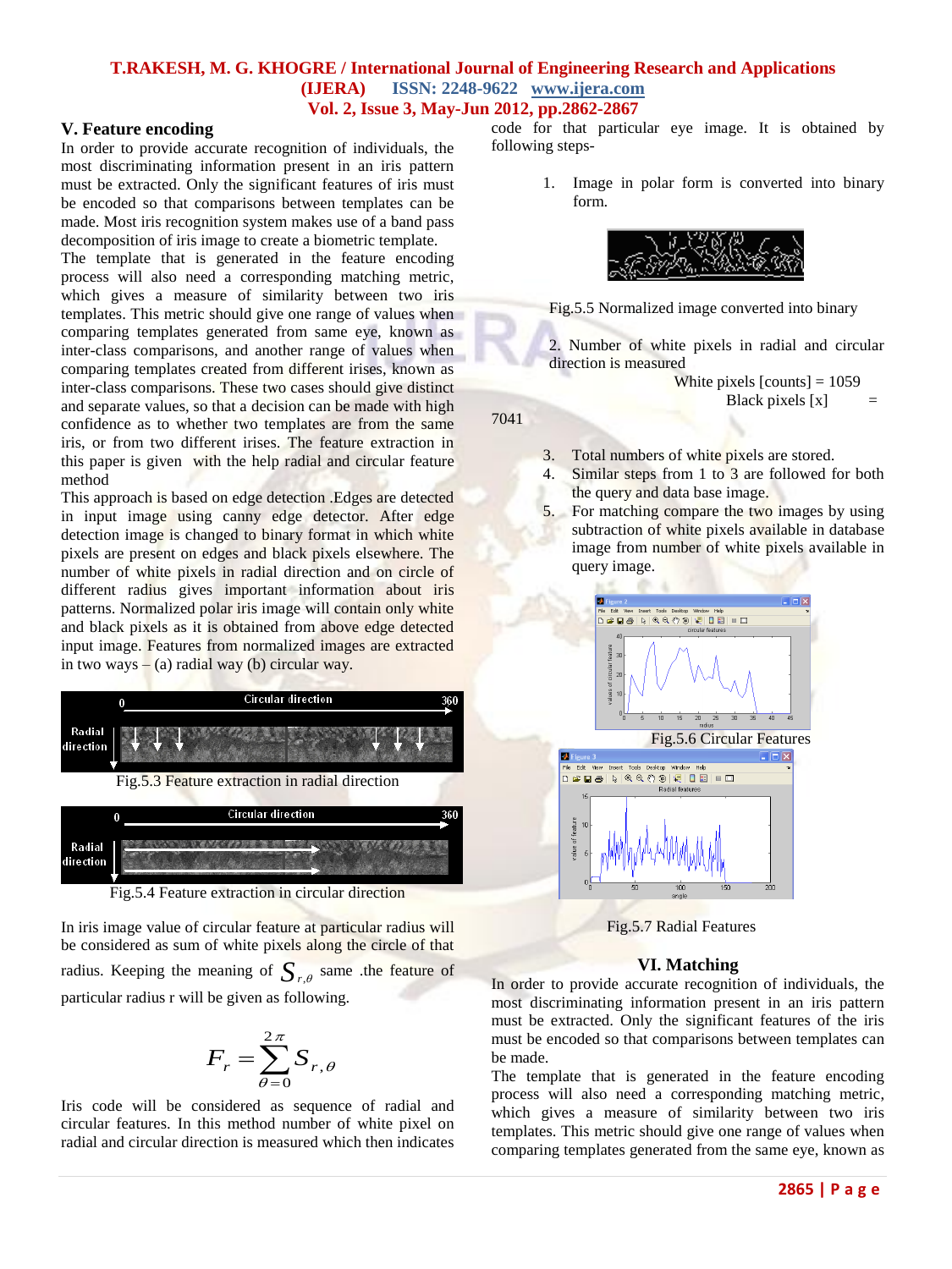## V. Feature encoding

In order to provide accurate recognition of individuals, the most discriminating information present in an iris pattern must be extracted. Only the significant features of iris must be encoded so that comparisons between templates can be made. Most iris recognition system makes use of a band pass decomposition of iris image to create a biometric template.

The template that is generated in the feature encoding process will also need a corresponding matching metric, which gives a measure of similarity between two iris templates. This metric should give one range of values when comparing templates generated from same eye, known as inter-class comparisons, and another range of values when comparing templates created from different irises, known as inter-class comparisons. These two cases should give distinct and separate values, so that a decision can be made with high confidence as to whether two templates are from the same iris, or from two different irises. The feature extraction in this paper is given with the help radial and circular feature method

This approach is based on edge detection .Edges are detected in input image using canny edge detector. After edge detection image is changed to binary format in which white pixels are present on edges and black pixels elsewhere. The number of white pixels in radial direction and on circle of different radius gives important information about iris patterns. Normalized polar iris image will contain only white and black pixels as it is obtained from above edge detected input image. Features from normalized images are extracted in two ways – (a) radial way (b) circular way.

Fig.5.3 Feature extraction in radial direction

Fig.5.4 Feature extraction in circular direction

In iris image value of circular feature at particular radius will be considered as sum of white pixels along the circle of that radius. Keeping the meaning of $S_{r,\theta}$ same .the feature of particular radius r will be given as following.

$$F_r = \sum_{\theta=0}^{2\pi} S_{r,\theta}$$

Iris code will be considered as sequence of radial and circular features. In this method number of white pixel on radial and circular direction is measured which then indicates code for that particular eye image. It is obtained by following steps-

1. Image in polar form is converted into binary form.

Fig.5.5 Normalized image converted into binary

2. Number of white pixels in radial and circular direction is measured

White pixels [counts] = 1059
Black pixels [x] = 7041

3. Total numbers of white pixels are stored.
4. Similar steps from 1 to 3 are followed for both the query and data base image.
5. For matching compare the two images by using subtraction of white pixels available in database image from number of white pixels available in query image.

Fig.5.6 Circular Features

Fig.5.7 Radial Features

## VI. Matching

In order to provide accurate recognition of individuals, the most discriminating information present in an iris pattern must be extracted. Only the significant features of the iris must be encoded so that comparisons between templates can be made.

The template that is generated in the feature encoding process will also need a corresponding matching metric, which gives a measure of similarity between two iris templates. This metric should give one range of values when comparing templates generated from the same eye, known as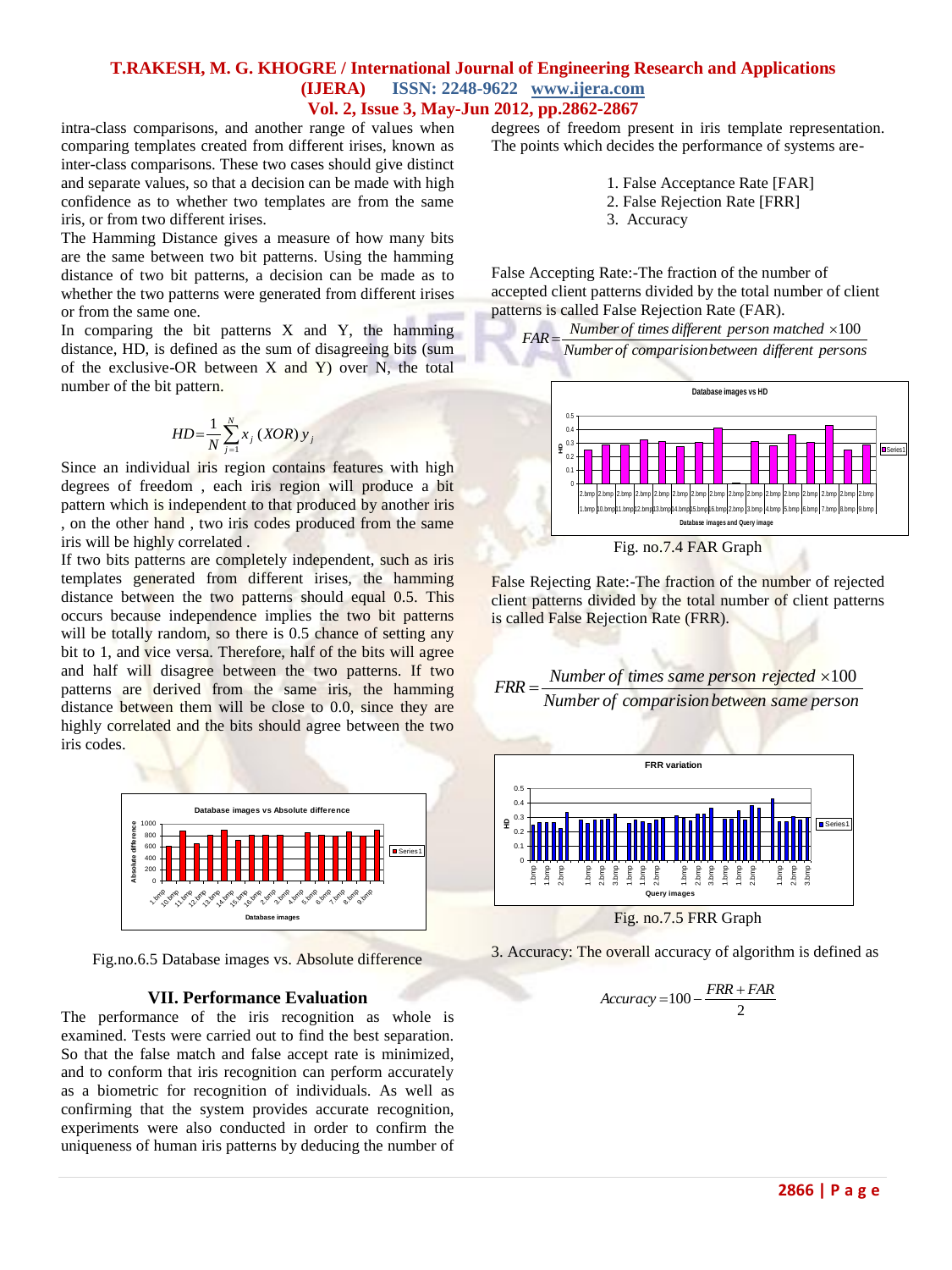intra-class comparisons, and another range of values when comparing templates created from different irises, known as inter-class comparisons. These two cases should give distinct and separate values, so that a decision can be made with high confidence as to whether two templates are from the same iris, or from two different irises.

The Hamming Distance gives a measure of how many bits are the same between two bit patterns. Using the hamming distance of two bit patterns, a decision can be made as to whether the two patterns were generated from different irises or from the same one.

In comparing the bit patterns X and Y, the hamming distance, HD, is defined as the sum of disagreeing bits (sum of the exclusive-OR between X and Y) over N, the total number of the bit pattern.

$$HD = \frac{1}{N} \sum_{j=1}^{N} x_j \, (XOR) \, y_j$$

Since an individual iris region contains features with high degrees of freedom , each iris region will produce a bit pattern which is independent to that produced by another iris , on the other hand , two iris codes produced from the same iris will be highly correlated .

If two bits patterns are completely independent, such as iris templates generated from different irises, the hamming distance between the two patterns should equal 0.5. This occurs because independence implies the two bit patterns will be totally random, so there is 0.5 chance of setting any bit to 1, and vice versa. Therefore, half of the bits will agree and half will disagree between the two patterns. If two patterns are derived from the same iris, the hamming distance between them will be close to 0.0, since they are highly correlated and the bits should agree between the two iris codes.

Fig.no.6.5 Database images vs. Absolute difference

## VII. Performance Evaluation

The performance of the iris recognition as whole is examined. Tests were carried out to find the best separation. So that the false match and false accept rate is minimized, and to conform that iris recognition can perform accurately as a biometric for recognition of individuals. As well as confirming that the system provides accurate recognition, experiments were also conducted in order to confirm the uniqueness of human iris patterns by deducing the number of degrees of freedom present in iris template representation. The points which decides the performance of systems are-

1. False Acceptance Rate [FAR]
2. False Rejection Rate [FRR]
3. Accuracy

False Accepting Rate:-The fraction of the number of accepted client patterns divided by the total number of client patterns is called False Rejection Rate (FAR).

$$FAR = \frac{\text{Number of times different person matched} \times 100}{\text{Number of comparision between different persons}}$$

Fig. no.7.4 FAR Graph

False Rejecting Rate:-The fraction of the number of rejected client patterns divided by the total number of client patterns is called False Rejection Rate (FRR).

$$FRR = \frac{\text{Number of times same person rejected} \times 100}{\text{Number of comparision between same person}}$$

Fig. no.7.5 FRR Graph

3. Accuracy: The overall accuracy of algorithm is defined as

$$Accuracy = 100 - \frac{FRR + FAR}{2}$$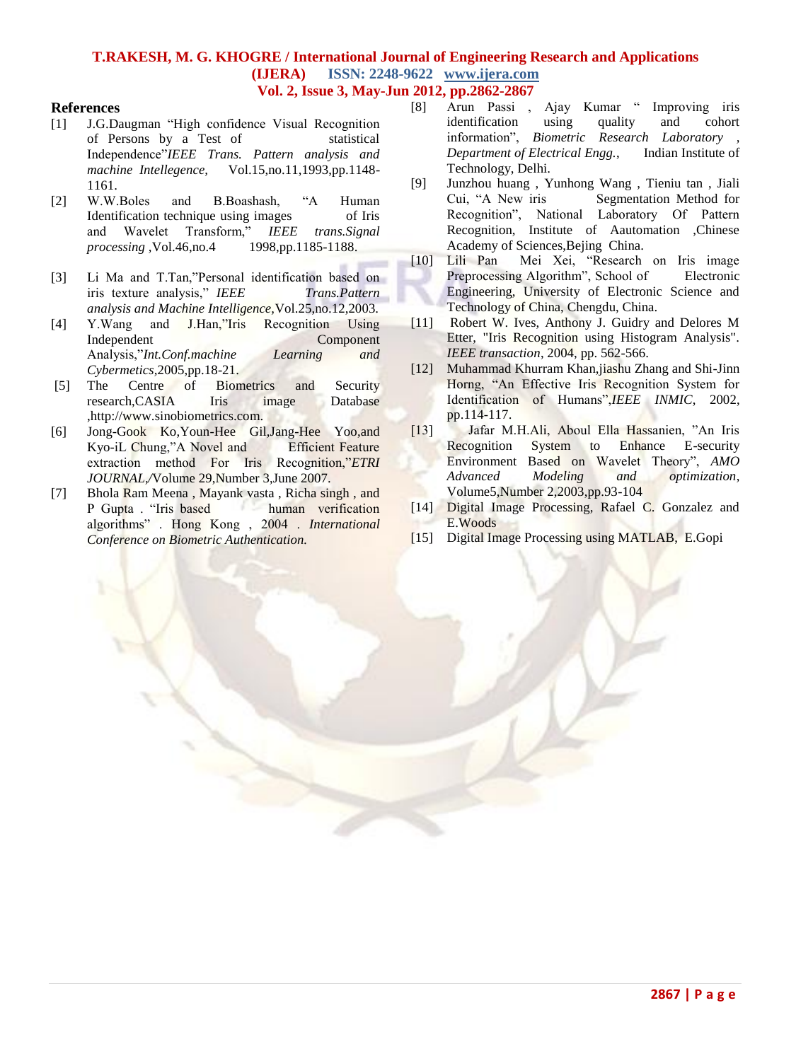## References

[1] J.G.Daugman "High confidence Visual Recognition of Persons by a Test of statistical Independence"*IEEE Trans. Pattern analysis and machine Intellegence,* Vol.15,no.11,1993,pp.1148-1161.

[2] W.W.Boles and B.Boashash, "A Human Identification technique using images of Iris and Wavelet Transform," *IEEE trans.Signal processing* ,Vol.46,no.4 1998,pp.1185-1188.

[3] Li Ma and T.Tan,"Personal identification based on iris texture analysis," *IEEE Trans.Pattern analysis and Machine Intelligence,*Vol.25,no.12,2003.

[4] Y.Wang and J.Han,"Iris Recognition Using Independent Component Analysis,"*Int.Conf.machine Learning and Cybermetics,*2005,pp.18-21.

[5] The Centre of Biometrics and Security research,CASIA Iris image Database ,http://www.sinobiometrics.com.

[6] Jong-Gook Ko,Youn-Hee Gil,Jang-Hee Yoo,and Kyo-iL Chung,"A Novel and Efficient Feature extraction method For Iris Recognition,"*ETRI JOURNAL,/*Volume 29,Number 3,June 2007.

[7] Bhola Ram Meena , Mayank vasta , Richa singh , and P Gupta . "Iris based human verification algorithms" . Hong Kong , 2004 . *International Conference on Biometric Authentication.*

[8] Arun Passi , Ajay Kumar " Improving iris identification using quality and cohort information", *Biometric Research Laboratory , Department of Electrical Engg.*, Indian Institute of Technology, Delhi.

[9] Junzhou huang , Yunhong Wang , Tieniu tan , Jiali Cui, "A New iris Segmentation Method for Recognition", National Laboratory Of Pattern Recognition, Institute of Aautomation ,Chinese Academy of Sciences,Bejing China.

[10] Lili Pan Mei Xei, "Research on Iris image Preprocessing Algorithm", School of Electronic Engineering, University of Electronic Science and Technology of China, Chengdu, China.

[11] Robert W. Ives, Anthony J. Guidry and Delores M Etter, "Iris Recognition using Histogram Analysis". *IEEE transaction*, 2004, pp. 562-566.

[12] Muhammad Khurram Khan,jiashu Zhang and Shi-Jinn Horng, "An Effective Iris Recognition System for Identification of Humans",*IEEE INMIC*, 2002, pp.114-117.

[13] Jafar M.H.Ali, Aboul Ella Hassanien, "An Iris Recognition System to Enhance E-security Environment Based on Wavelet Theory", *AMO Advanced Modeling and optimization*, Volume5,Number 2,2003,pp.93-104

[14] Digital Image Processing, Rafael C. Gonzalez and E.Woods

[15] Digital Image Processing using MATLAB, E.Gopi